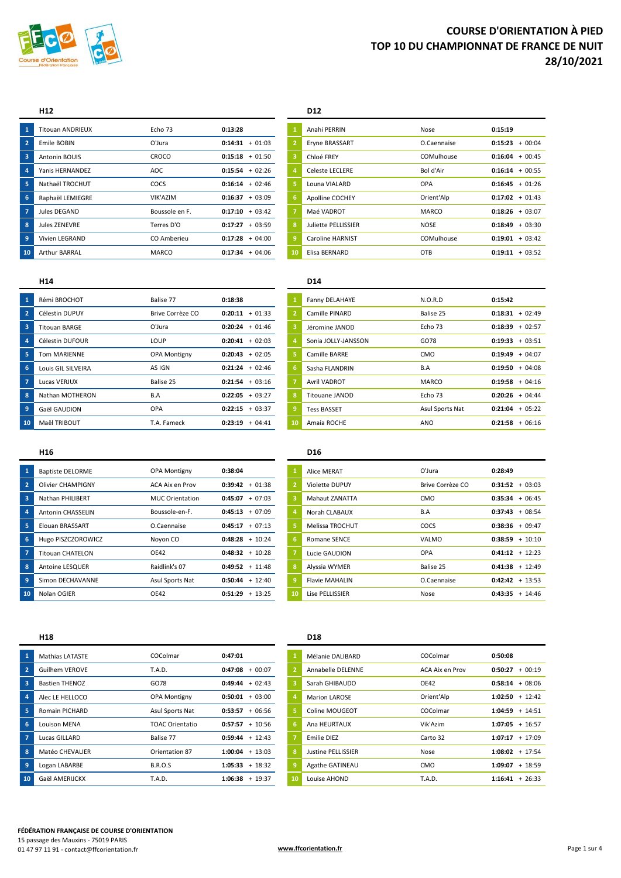# COURSE D'ORIENTATION À PIED
# TOP 10 DU CHAMPIONNAT DE FRANCE DE NUIT
# 28/10/2021

### H12

| | | | | |
|---|---|---|---|---|
| 1 | Titouan ANDRIEUX | Echo 73 | **0:13:28** | |
| 2 | Emile BOBIN | O'Jura | **0:14:31** | + 01:03 |
| 3 | Antonin BOUIS | CROCO | **0:15:18** | + 01:50 |
| 4 | Yanis HERNANDEZ | AOC | **0:15:54** | + 02:26 |
| 5 | Nathaël TROCHUT | COCS | **0:16:14** | + 02:46 |
| 6 | Raphaël LEMIEGRE | VIK'AZIM | **0:16:37** | + 03:09 |
| 7 | Jules DEGAND | Boussole en F. | **0:17:10** | + 03:42 |
| 8 | Jules ZENEVRE | Terres D'O | **0:17:27** | + 03:59 |
| 9 | Vivien LEGRAND | CO Amberieu | **0:17:28** | + 04:00 |
| 10 | Arthur BARRAL | MARCO | **0:17:34** | + 04:06 |

### D12

| | | | | |
|---|---|---|---|---|
| 1 | Anahi PERRIN | Nose | **0:15:19** | |
| 2 | Eryne BRASSART | O.Caennaise | **0:15:23** | + 00:04 |
| 3 | Chloé FREY | COMulhouse | **0:16:04** | + 00:45 |
| 4 | Celeste LECLERE | Bol d'Air | **0:16:14** | + 00:55 |
| 5 | Louna VIALARD | OPA | **0:16:45** | + 01:26 |
| 6 | Apolline COCHEY | Orient'Alp | **0:17:02** | + 01:43 |
| 7 | Maé VADROT | MARCO | **0:18:26** | + 03:07 |
| 8 | Juliette PELLISSIER | NOSE | **0:18:49** | + 03:30 |
| 9 | Caroline HARNIST | COMulhouse | **0:19:01** | + 03:42 |
| 10 | Elisa BERNARD | OTB | **0:19:11** | + 03:52 |

### H14

| | | | | |
|---|---|---|---|---|
| 1 | Rémi BROCHOT | Balise 77 | **0:18:38** | |
| 2 | Célestin DUPUY | Brive Corrèze CO | **0:20:11** | + 01:33 |
| 3 | Titouan BARGE | O'Jura | **0:20:24** | + 01:46 |
| 4 | Célestin DUFOUR | LOUP | **0:20:41** | + 02:03 |
| 5 | Tom MARIENNE | OPA Montigny | **0:20:43** | + 02:05 |
| 6 | Louis GIL SILVEIRA | AS IGN | **0:21:24** | + 02:46 |
| 7 | Lucas VERJUX | Balise 25 | **0:21:54** | + 03:16 |
| 8 | Nathan MOTHERON | B.A | **0:22:05** | + 03:27 |
| 9 | Gaël GAUDION | OPA | **0:22:15** | + 03:37 |
| 10 | Maël TRIBOUT | T.A. Fameck | **0:23:19** | + 04:41 |

### D14

| | | | | |
|---|---|---|---|---|
| 1 | Fanny DELAHAYE | N.O.R.D | **0:15:42** | |
| 2 | Camille PINARD | Balise 25 | **0:18:31** | + 02:49 |
| 3 | Jéromine JANOD | Echo 73 | **0:18:39** | + 02:57 |
| 4 | Sonia JOLLY-JANSSON | GO78 | **0:19:33** | + 03:51 |
| 5 | Camille BARRE | CMO | **0:19:49** | + 04:07 |
| 6 | Sasha FLANDRIN | B.A | **0:19:50** | + 04:08 |
| 7 | Avril VADROT | MARCO | **0:19:58** | + 04:16 |
| 8 | Titouane JANOD | Echo 73 | **0:20:26** | + 04:44 |
| 9 | Tess BASSET | Asul Sports Nat | **0:21:04** | + 05:22 |
| 10 | Amaia ROCHE | ANO | **0:21:58** | + 06:16 |

### H16

| | | | | |
|---|---|---|---|---|
| 1 | Baptiste DELORME | OPA Montigny | **0:38:04** | |
| 2 | Olivier CHAMPIGNY | ACA Aix en Prov | **0:39:42** | + 01:38 |
| 3 | Nathan PHILIBERT | MUC Orientation | **0:45:07** | + 07:03 |
| 4 | Antonin CHASSELIN | Boussole-en-F. | **0:45:13** | + 07:09 |
| 5 | Elouan BRASSART | O.Caennaise | **0:45:17** | + 07:13 |
| 6 | Hugo PISZCZOROWICZ | Noyon CO | **0:48:28** | + 10:24 |
| 7 | Titouan CHATELON | OE42 | **0:48:32** | + 10:28 |
| 8 | Antoine LESQUER | Raidlink's 07 | **0:49:52** | + 11:48 |
| 9 | Simon DECHAVANNE | Asul Sports Nat | **0:50:44** | + 12:40 |
| 10 | Nolan OGIER | OE42 | **0:51:29** | + 13:25 |

### D16

| | | | | |
|---|---|---|---|---|
| 1 | Alice MERAT | O'Jura | **0:28:49** | |
| 2 | Violette DUPUY | Brive Corrèze CO | **0:31:52** | + 03:03 |
| 3 | Mahaut ZANATTA | CMO | **0:35:34** | + 06:45 |
| 4 | Norah CLABAUX | B.A | **0:37:43** | + 08:54 |
| 5 | Melissa TROCHUT | COCS | **0:38:36** | + 09:47 |
| 6 | Romane SENCE | VALMO | **0:38:59** | + 10:10 |
| 7 | Lucie GAUDION | OPA | **0:41:12** | + 12:23 |
| 8 | Alyssia WYMER | Balise 25 | **0:41:38** | + 12:49 |
| 9 | Flavie MAHALIN | O.Caennaise | **0:42:42** | + 13:53 |
| 10 | Lise PELLISSIER | Nose | **0:43:35** | + 14:46 |

### H18

| | | | | |
|---|---|---|---|---|
| 1 | Mathias LATASTE | COColmar | **0:47:01** | |
| 2 | Guilhem VEROVE | T.A.D. | **0:47:08** | + 00:07 |
| 3 | Bastien THENOZ | GO78 | **0:49:44** | + 02:43 |
| 4 | Alec LE HELLOCO | OPA Montigny | **0:50:01** | + 03:00 |
| 5 | Romain PICHARD | Asul Sports Nat | **0:53:57** | + 06:56 |
| 6 | Louison MENA | TOAC Orientatio | **0:57:57** | + 10:56 |
| 7 | Lucas GILLARD | Balise 77 | **0:59:44** | + 12:43 |
| 8 | Matéo CHEVALIER | Orientation 87 | **1:00:04** | + 13:03 |
| 9 | Logan LABARBE | B.R.O.S | **1:05:33** | + 18:32 |
| 10 | Gaël AMERIJCKX | T.A.D. | **1:06:38** | + 19:37 |

### D18

| | | | | |
|---|---|---|---|---|
| 1 | Mélanie DALIBARD | COColmar | **0:50:08** | |
| 2 | Annabelle DELENNE | ACA Aix en Prov | **0:50:27** | + 00:19 |
| 3 | Sarah GHIBAUDO | OE42 | **0:58:14** | + 08:06 |
| 4 | Marion LAROSE | Orient'Alp | **1:02:50** | + 12:42 |
| 5 | Coline MOUGEOT | COColmar | **1:04:59** | + 14:51 |
| 6 | Ana HEURTAUX | Vik'Azim | **1:07:05** | + 16:57 |
| 7 | Emilie DIEZ | Carto 32 | **1:07:17** | + 17:09 |
| 8 | Justine PELLISSIER | Nose | **1:08:02** | + 17:54 |
| 9 | Agathe GATINEAU | CMO | **1:09:07** | + 18:59 |
| 10 | Louise AHOND | T.A.D. | **1:16:41** | + 26:33 |

**FÉDÉRATION FRANÇAISE DE COURSE D'ORIENTATION**
15 passage des Mauxins - 75019 PARIS
01 47 97 11 91 - contact@ffcorientation.fr

**www.ffcorientation.fr**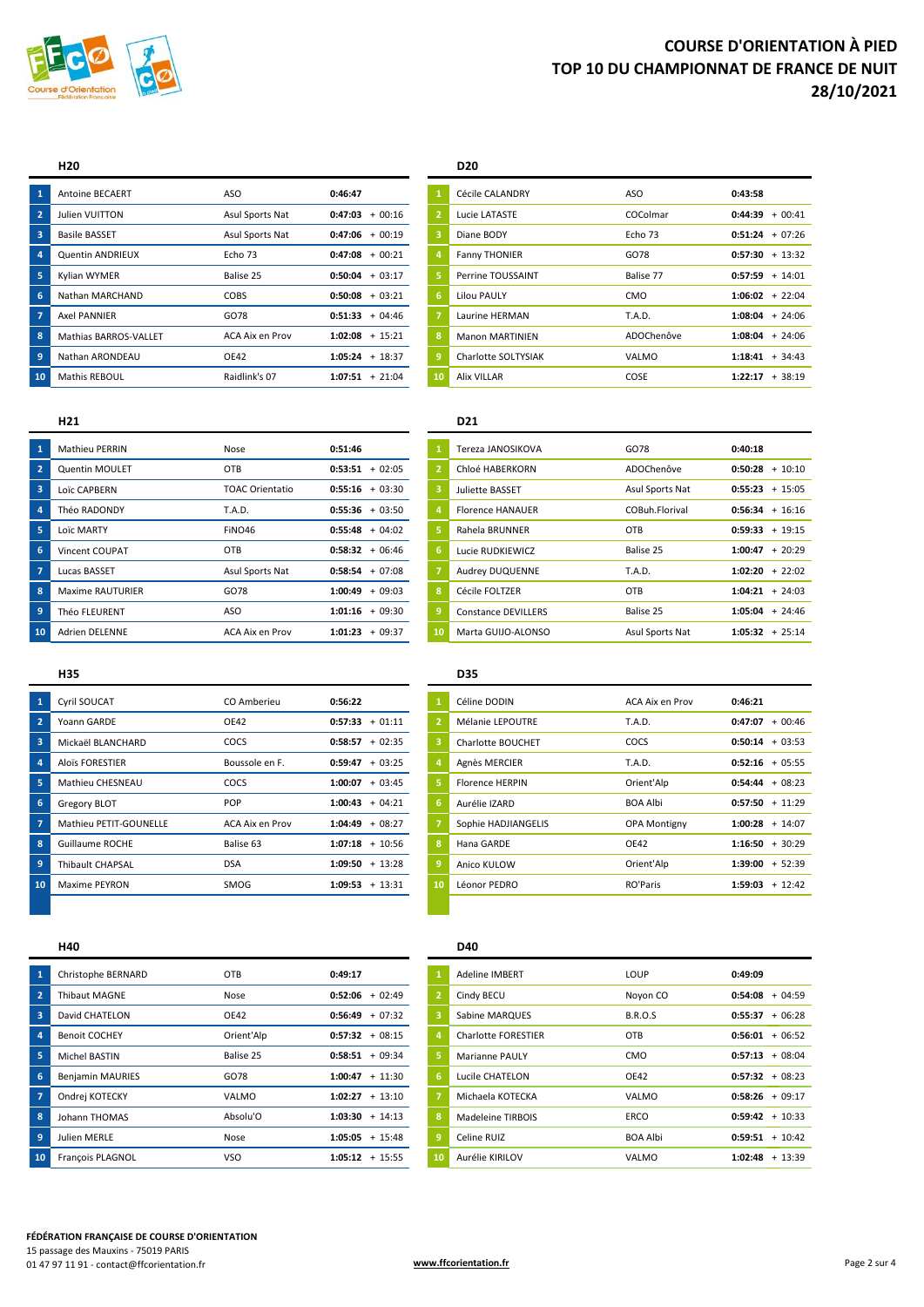# COURSE D'ORIENTATION À PIED
# TOP 10 DU CHAMPIONNAT DE FRANCE DE NUIT
# 28/10/2021

### H20

| | Nom | Club | Temps | Écart |
|---|---|---|---|---|
| 1 | Antoine BECAERT | ASO | **0:46:47** | |
| 2 | Julien VUITTON | Asul Sports Nat | **0:47:03** | + 00:16 |
| 3 | Basile BASSET | Asul Sports Nat | **0:47:06** | + 00:19 |
| 4 | Quentin ANDRIEUX | Echo 73 | **0:47:08** | + 00:21 |
| 5 | Kylian WYMER | Balise 25 | **0:50:04** | + 03:17 |
| 6 | Nathan MARCHAND | COBS | **0:50:08** | + 03:21 |
| 7 | Axel PANNIER | GO78 | **0:51:33** | + 04:46 |
| 8 | Mathias BARROS-VALLET | ACA Aix en Prov | **1:02:08** | + 15:21 |
| 9 | Nathan ARONDEAU | OE42 | **1:05:24** | + 18:37 |
| 10 | Mathis REBOUL | Raidlink's 07 | **1:07:51** | + 21:04 |

### D20

| | Nom | Club | Temps | Écart |
|---|---|---|---|---|
| 1 | Cécile CALANDRY | ASO | **0:43:58** | |
| 2 | Lucie LATASTE | COColmar | **0:44:39** | + 00:41 |
| 3 | Diane BODY | Echo 73 | **0:51:24** | + 07:26 |
| 4 | Fanny THONIER | GO78 | **0:57:30** | + 13:32 |
| 5 | Perrine TOUSSAINT | Balise 77 | **0:57:59** | + 14:01 |
| 6 | Lilou PAULY | CMO | **1:06:02** | + 22:04 |
| 7 | Laurine HERMAN | T.A.D. | **1:08:04** | + 24:06 |
| 8 | Manon MARTINIEN | ADOChenôve | **1:08:04** | + 24:06 |
| 9 | Charlotte SOLTYSIAK | VALMO | **1:18:41** | + 34:43 |
| 10 | Alix VILLAR | COSE | **1:22:17** | + 38:19 |

### H21

| | Nom | Club | Temps | Écart |
|---|---|---|---|---|
| 1 | Mathieu PERRIN | Nose | **0:51:46** | |
| 2 | Quentin MOULET | OTB | **0:53:51** | + 02:05 |
| 3 | Loïc CAPBERN | TOAC Orientatio | **0:55:16** | + 03:30 |
| 4 | Théo RADONDY | T.A.D. | **0:55:36** | + 03:50 |
| 5 | Loïc MARTY | FINO46 | **0:55:48** | + 04:02 |
| 6 | Vincent COUPAT | OTB | **0:58:32** | + 06:46 |
| 7 | Lucas BASSET | Asul Sports Nat | **0:58:54** | + 07:08 |
| 8 | Maxime RAUTURIER | GO78 | **1:00:49** | + 09:03 |
| 9 | Théo FLEURENT | ASO | **1:01:16** | + 09:30 |
| 10 | Adrien DELENNE | ACA Aix en Prov | **1:01:23** | + 09:37 |

### D21

| | Nom | Club | Temps | Écart |
|---|---|---|---|---|
| 1 | Tereza JANOSIKOVA | GO78 | **0:40:18** | |
| 2 | Chloé HABERKORN | ADOChenôve | **0:50:28** | + 10:10 |
| 3 | Juliette BASSET | Asul Sports Nat | **0:55:23** | + 15:05 |
| 4 | Florence HANAUER | COBuh.Florival | **0:56:34** | + 16:16 |
| 5 | Rahela BRUNNER | OTB | **0:59:33** | + 19:15 |
| 6 | Lucie RUDKIEWICZ | Balise 25 | **1:00:47** | + 20:29 |
| 7 | Audrey DUQUENNE | T.A.D. | **1:02:20** | + 22:02 |
| 8 | Cécile FOLTZER | OTB | **1:04:21** | + 24:03 |
| 9 | Constance DEVILLERS | Balise 25 | **1:05:04** | + 24:46 |
| 10 | Marta GUIJO-ALONSO | Asul Sports Nat | **1:05:32** | + 25:14 |

### H35

| | Nom | Club | Temps | Écart |
|---|---|---|---|---|
| 1 | Cyril SOUCAT | CO Amberieu | **0:56:22** | |
| 2 | Yoann GARDE | OE42 | **0:57:33** | + 01:11 |
| 3 | Mickaël BLANCHARD | COCS | **0:58:57** | + 02:35 |
| 4 | Aloïs FORESTIER | Boussole en F. | **0:59:47** | + 03:25 |
| 5 | Mathieu CHESNEAU | COCS | **1:00:07** | + 03:45 |
| 6 | Gregory BLOT | POP | **1:00:43** | + 04:21 |
| 7 | Mathieu PETIT-GOUNELLE | ACA Aix en Prov | **1:04:49** | + 08:27 |
| 8 | Guillaume ROCHE | Balise 63 | **1:07:18** | + 10:56 |
| 9 | Thibault CHAPSAL | DSA | **1:09:50** | + 13:28 |
| 10 | Maxime PEYRON | SMOG | **1:09:53** | + 13:31 |

### D35

| | Nom | Club | Temps | Écart |
|---|---|---|---|---|
| 1 | Céline DODIN | ACA Aix en Prov | **0:46:21** | |
| 2 | Mélanie LEPOUTRE | T.A.D. | **0:47:07** | + 00:46 |
| 3 | Charlotte BOUCHET | COCS | **0:50:14** | + 03:53 |
| 4 | Agnès MERCIER | T.A.D. | **0:52:16** | + 05:55 |
| 5 | Florence HERPIN | Orient'Alp | **0:54:44** | + 08:23 |
| 6 | Aurélie IZARD | BOA Albi | **0:57:50** | + 11:29 |
| 7 | Sophie HADJIANGELIS | OPA Montigny | **1:00:28** | + 14:07 |
| 8 | Hana GARDE | OE42 | **1:16:50** | + 30:29 |
| 9 | Anico KULOW | Orient'Alp | **1:39:00** | + 52:39 |
| 10 | Léonor PEDRO | RO'Paris | **1:59:03** | + 12:42 |

### H40

| | Nom | Club | Temps | Écart |
|---|---|---|---|---|
| 1 | Christophe BERNARD | OTB | **0:49:17** | |
| 2 | Thibaut MAGNE | Nose | **0:52:06** | + 02:49 |
| 3 | David CHATELON | OE42 | **0:56:49** | + 07:32 |
| 4 | Benoit COCHEY | Orient'Alp | **0:57:32** | + 08:15 |
| 5 | Michel BASTIN | Balise 25 | **0:58:51** | + 09:34 |
| 6 | Benjamin MAURIES | GO78 | **1:00:47** | + 11:30 |
| 7 | Ondrej KOTECKY | VALMO | **1:02:27** | + 13:10 |
| 8 | Johann THOMAS | Absolu'O | **1:03:30** | + 14:13 |
| 9 | Julien MERLE | Nose | **1:05:05** | + 15:48 |
| 10 | François PLAGNOL | VSO | **1:05:12** | + 15:55 |

### D40

| | Nom | Club | Temps | Écart |
|---|---|---|---|---|
| 1 | Adeline IMBERT | LOUP | **0:49:09** | |
| 2 | Cindy BECU | Noyon CO | **0:54:08** | + 04:59 |
| 3 | Sabine MARQUES | B.R.O.S | **0:55:37** | + 06:28 |
| 4 | Charlotte FORESTIER | OTB | **0:56:01** | + 06:52 |
| 5 | Marianne PAULY | CMO | **0:57:13** | + 08:04 |
| 6 | Lucile CHATELON | OE42 | **0:57:32** | + 08:23 |
| 7 | Michaela KOTECKA | VALMO | **0:58:26** | + 09:17 |
| 8 | Madeleine TIRBOIS | ERCO | **0:59:42** | + 10:33 |
| 9 | Celine RUIZ | BOA Albi | **0:59:51** | + 10:42 |
| 10 | Aurélie KIRILOV | VALMO | **1:02:48** | + 13:39 |

**FÉDÉRATION FRANÇAISE DE COURSE D'ORIENTATION**
15 passage des Mauxins - 75019 PARIS
01 47 97 11 91 - contact@ffcorientation.fr

**www.ffcorientation.fr**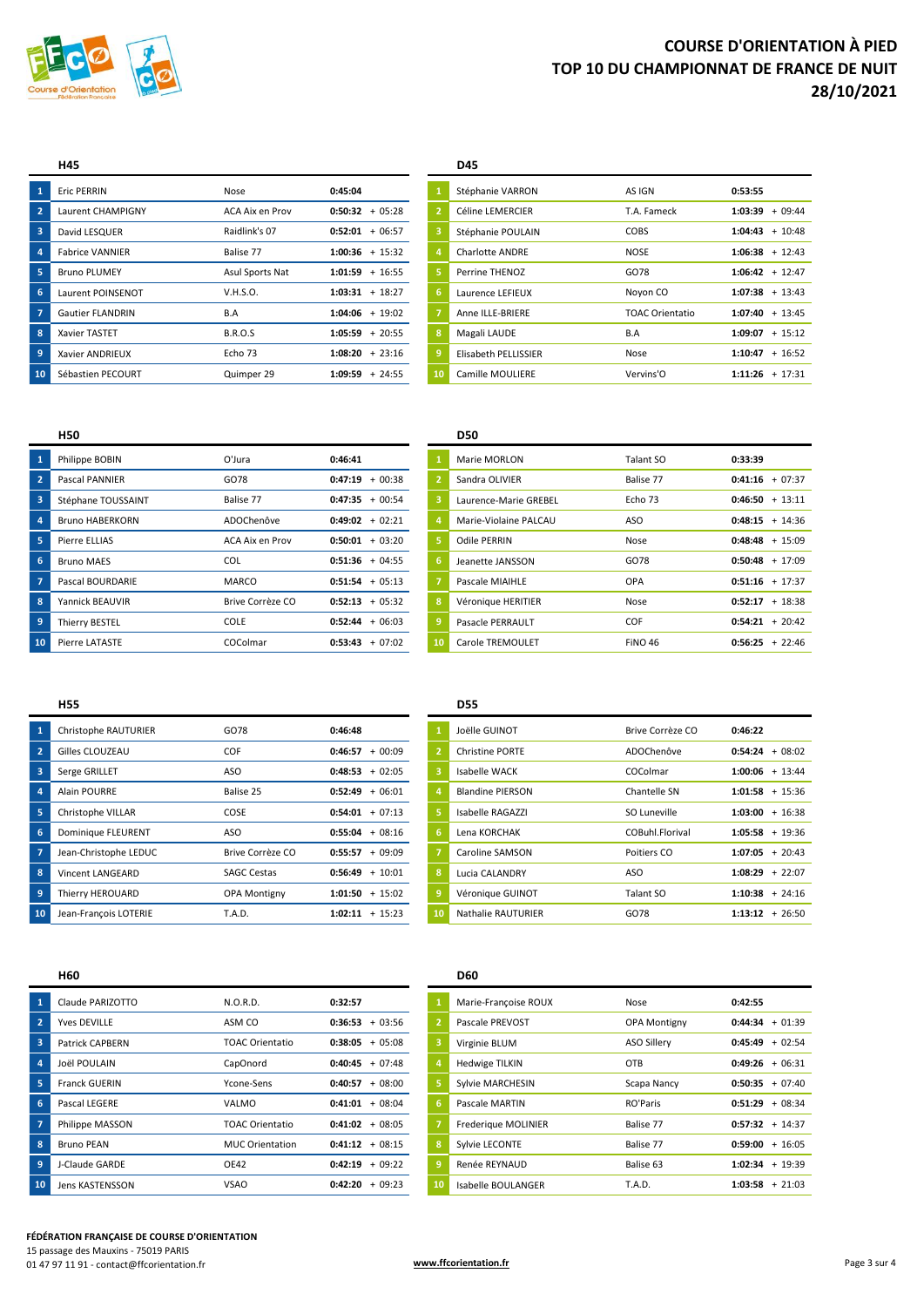# COURSE D'ORIENTATION À PIED
# TOP 10 DU CHAMPIONNAT DE FRANCE DE NUIT
# 28/10/2021

### H45

| | Nom | Club | Temps | Écart |
|---|---|---|---|---|
| 1 | Eric PERRIN | Nose | **0:45:04** | |
| 2 | Laurent CHAMPIGNY | ACA Aix en Prov | **0:50:32** | + 05:28 |
| 3 | David LESQUER | Raidlink's 07 | **0:52:01** | + 06:57 |
| 4 | Fabrice VANNIER | Balise 77 | **1:00:36** | + 15:32 |
| 5 | Bruno PLUMEY | Asul Sports Nat | **1:01:59** | + 16:55 |
| 6 | Laurent POINSENOT | V.H.S.O. | **1:03:31** | + 18:27 |
| 7 | Gautier FLANDRIN | B.A | **1:04:06** | + 19:02 |
| 8 | Xavier TASTET | B.R.O.S | **1:05:59** | + 20:55 |
| 9 | Xavier ANDRIEUX | Echo 73 | **1:08:20** | + 23:16 |
| 10 | Sébastien PECOURT | Quimper 29 | **1:09:59** | + 24:55 |

### D45

| | Nom | Club | Temps | Écart |
|---|---|---|---|---|
| 1 | Stéphanie VARRON | AS IGN | **0:53:55** | |
| 2 | Céline LEMERCIER | T.A. Fameck | **1:03:39** | + 09:44 |
| 3 | Stéphanie POULAIN | COBS | **1:04:43** | + 10:48 |
| 4 | Charlotte ANDRE | NOSE | **1:06:38** | + 12:43 |
| 5 | Perrine THENOZ | GO78 | **1:06:42** | + 12:47 |
| 6 | Laurence LEFIEUX | Noyon CO | **1:07:38** | + 13:43 |
| 7 | Anne ILLE-BRIERE | TOAC Orientatio | **1:07:40** | + 13:45 |
| 8 | Magali LAUDE | B.A | **1:09:07** | + 15:12 |
| 9 | Elisabeth PELLISSIER | Nose | **1:10:47** | + 16:52 |
| 10 | Camille MOULIERE | Vervins'O | **1:11:26** | + 17:31 |

### H50

| | Nom | Club | Temps | Écart |
|---|---|---|---|---|
| 1 | Philippe BOBIN | O'Jura | **0:46:41** | |
| 2 | Pascal PANNIER | GO78 | **0:47:19** | + 00:38 |
| 3 | Stéphane TOUSSAINT | Balise 77 | **0:47:35** | + 00:54 |
| 4 | Bruno HABERKORN | ADOChenôve | **0:49:02** | + 02:21 |
| 5 | Pierre ELLIAS | ACA Aix en Prov | **0:50:01** | + 03:20 |
| 6 | Bruno MAES | COL | **0:51:36** | + 04:55 |
| 7 | Pascal BOURDARIE | MARCO | **0:51:54** | + 05:13 |
| 8 | Yannick BEAUVIR | Brive Corrèze CO | **0:52:13** | + 05:32 |
| 9 | Thierry BESTEL | COLE | **0:52:44** | + 06:03 |
| 10 | Pierre LATASTE | COColmar | **0:53:43** | + 07:02 |

### D50

| | Nom | Club | Temps | Écart |
|---|---|---|---|---|
| 1 | Marie MORLON | Talant SO | **0:33:39** | |
| 2 | Sandra OLIVIER | Balise 77 | **0:41:16** | + 07:37 |
| 3 | Laurence-Marie GREBEL | Echo 73 | **0:46:50** | + 13:11 |
| 4 | Marie-Violaine PALCAU | ASO | **0:48:15** | + 14:36 |
| 5 | Odile PERRIN | Nose | **0:48:48** | + 15:09 |
| 6 | Jeanette JANSSON | GO78 | **0:50:48** | + 17:09 |
| 7 | Pascale MIAIHLE | OPA | **0:51:16** | + 17:37 |
| 8 | Véronique HERITIER | Nose | **0:52:17** | + 18:38 |
| 9 | Pasacle PERRAULT | COF | **0:54:21** | + 20:42 |
| 10 | Carole TREMOULET | FINO 46 | **0:56:25** | + 22:46 |

### H55

| | Nom | Club | Temps | Écart |
|---|---|---|---|---|
| 1 | Christophe RAUTURIER | GO78 | **0:46:48** | |
| 2 | Gilles CLOUZEAU | COF | **0:46:57** | + 00:09 |
| 3 | Serge GRILLET | ASO | **0:48:53** | + 02:05 |
| 4 | Alain POURRE | Balise 25 | **0:52:49** | + 06:01 |
| 5 | Christophe VILLAR | COSE | **0:54:01** | + 07:13 |
| 6 | Dominique FLEURENT | ASO | **0:55:04** | + 08:16 |
| 7 | Jean-Christophe LEDUC | Brive Corrèze CO | **0:55:57** | + 09:09 |
| 8 | Vincent LANGEARD | SAGC Cestas | **0:56:49** | + 10:01 |
| 9 | Thierry HEROUARD | OPA Montigny | **1:01:50** | + 15:02 |
| 10 | Jean-François LOTERIE | T.A.D. | **1:02:11** | + 15:23 |

### D55

| | Nom | Club | Temps | Écart |
|---|---|---|---|---|
| 1 | Joëlle GUINOT | Brive Corrèze CO | **0:46:22** | |
| 2 | Christine PORTE | ADOChenôve | **0:54:24** | + 08:02 |
| 3 | Isabelle WACK | COColmar | **1:00:06** | + 13:44 |
| 4 | Blandine PIERSON | Chantelle SN | **1:01:58** | + 15:36 |
| 5 | Isabelle RAGAZZI | SO Luneville | **1:03:00** | + 16:38 |
| 6 | Lena KORCHAK | COBuhl.Florival | **1:05:58** | + 19:36 |
| 7 | Caroline SAMSON | Poitiers CO | **1:07:05** | + 20:43 |
| 8 | Lucia CALANDRY | ASO | **1:08:29** | + 22:07 |
| 9 | Véronique GUINOT | Talant SO | **1:10:38** | + 24:16 |
| 10 | Nathalie RAUTURIER | GO78 | **1:13:12** | + 26:50 |

### H60

| | Nom | Club | Temps | Écart |
|---|---|---|---|---|
| 1 | Claude PARIZOTTO | N.O.R.D. | **0:32:57** | |
| 2 | Yves DEVILLE | ASM CO | **0:36:53** | + 03:56 |
| 3 | Patrick CAPBERN | TOAC Orientatio | **0:38:05** | + 05:08 |
| 4 | Joël POULAIN | CapOnord | **0:40:45** | + 07:48 |
| 5 | Franck GUERIN | Ycone-Sens | **0:40:57** | + 08:00 |
| 6 | Pascal LEGERE | VALMO | **0:41:01** | + 08:04 |
| 7 | Philippe MASSON | TOAC Orientatio | **0:41:02** | + 08:05 |
| 8 | Bruno PEAN | MUC Orientation | **0:41:12** | + 08:15 |
| 9 | J-Claude GARDE | OE42 | **0:42:19** | + 09:22 |
| 10 | Jens KASTENSSON | VSAO | **0:42:20** | + 09:23 |

### D60

| | Nom | Club | Temps | Écart |
|---|---|---|---|---|
| 1 | Marie-Françoise ROUX | Nose | **0:42:55** | |
| 2 | Pascale PREVOST | OPA Montigny | **0:44:34** | + 01:39 |
| 3 | Virginie BLUM | ASO Sillery | **0:45:49** | + 02:54 |
| 4 | Hedwige TILKIN | OTB | **0:49:26** | + 06:31 |
| 5 | Sylvie MARCHESIN | Scapa Nancy | **0:50:35** | + 07:40 |
| 6 | Pascale MARTIN | RO'Paris | **0:51:29** | + 08:34 |
| 7 | Frederique MOLINIER | Balise 77 | **0:57:32** | + 14:37 |
| 8 | Sylvie LECONTE | Balise 77 | **0:59:00** | + 16:05 |
| 9 | Renée REYNAUD | Balise 63 | **1:02:34** | + 19:39 |
| 10 | Isabelle BOULANGER | T.A.D. | **1:03:58** | + 21:03 |

**FÉDÉRATION FRANÇAISE DE COURSE D'ORIENTATION**
15 passage des Mauxins - 75019 PARIS
01 47 97 11 91 - contact@ffcorientation.fr

www.ffcorientation.fr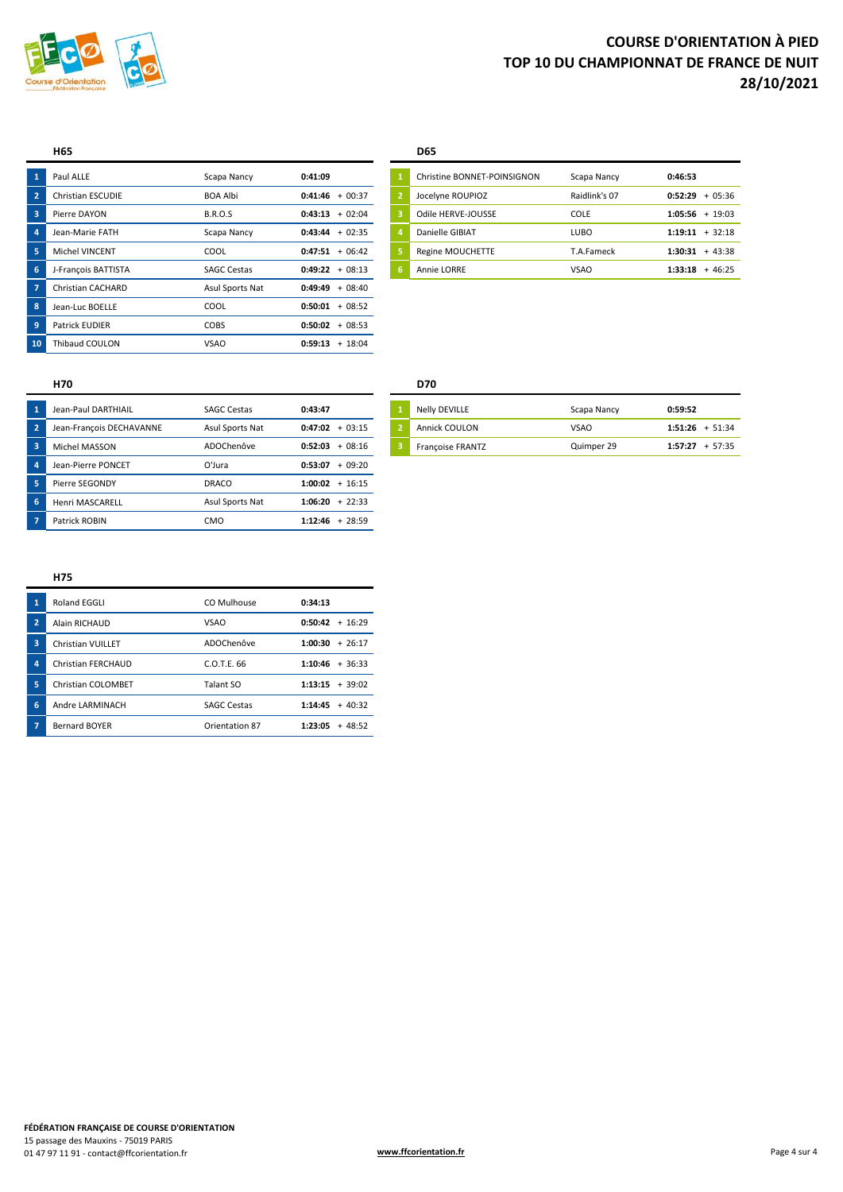# COURSE D'ORIENTATION À PIED
# TOP 10 DU CHAMPIONNAT DE FRANCE DE NUIT
# 28/10/2021

### H65

| | | | | |
|---|---|---|---|---|
| 1 | Paul ALLE | Scapa Nancy | 0:41:09 | |
| 2 | Christian ESCUDIE | BOA Albi | 0:41:46 | + 00:37 |
| 3 | Pierre DAYON | B.R.O.S | 0:43:13 | + 02:04 |
| 4 | Jean-Marie FATH | Scapa Nancy | 0:43:44 | + 02:35 |
| 5 | Michel VINCENT | COOL | 0:47:51 | + 06:42 |
| 6 | J-François BATTISTA | SAGC Cestas | 0:49:22 | + 08:13 |
| 7 | Christian CACHARD | Asul Sports Nat | 0:49:49 | + 08:40 |
| 8 | Jean-Luc BOELLE | COOL | 0:50:01 | + 08:52 |
| 9 | Patrick EUDIER | COBS | 0:50:02 | + 08:53 |
| 10 | Thibaud COULON | VSAO | 0:59:13 | + 18:04 |

### D65

| | | | | |
|---|---|---|---|---|
| 1 | Christine BONNET-POINSIGNON | Scapa Nancy | 0:46:53 | |
| 2 | Jocelyne ROUPIOZ | Raidlink's 07 | 0:52:29 | + 05:36 |
| 3 | Odile HERVE-JOUSSE | COLE | 1:05:56 | + 19:03 |
| 4 | Danielle GIBIAT | LUBO | 1:19:11 | + 32:18 |
| 5 | Regine MOUCHETTE | T.A.Fameck | 1:30:31 | + 43:38 |
| 6 | Annie LORRE | VSAO | 1:33:18 | + 46:25 |

### H70

| | | | | |
|---|---|---|---|---|
| 1 | Jean-Paul DARTHIAIL | SAGC Cestas | 0:43:47 | |
| 2 | Jean-François DECHAVANNE | Asul Sports Nat | 0:47:02 | + 03:15 |
| 3 | Michel MASSON | ADOChenôve | 0:52:03 | + 08:16 |
| 4 | Jean-Pierre PONCET | O'Jura | 0:53:07 | + 09:20 |
| 5 | Pierre SEGONDY | DRACO | 1:00:02 | + 16:15 |
| 6 | Henri MASCARELL | Asul Sports Nat | 1:06:20 | + 22:33 |
| 7 | Patrick ROBIN | CMO | 1:12:46 | + 28:59 |

### D70

| | | | | |
|---|---|---|---|---|
| 1 | Nelly DEVILLE | Scapa Nancy | 0:59:52 | |
| 2 | Annick COULON | VSAO | 1:51:26 | + 51:34 |
| 3 | Françoise FRANTZ | Quimper 29 | 1:57:27 | + 57:35 |

### H75

| | | | | |
|---|---|---|---|---|
| 1 | Roland EGGLI | CO Mulhouse | 0:34:13 | |
| 2 | Alain RICHAUD | VSAO | 0:50:42 | + 16:29 |
| 3 | Christian VUILLET | ADOChenôve | 1:00:30 | + 26:17 |
| 4 | Christian FERCHAUD | C.O.T.E. 66 | 1:10:46 | + 36:33 |
| 5 | Christian COLOMBET | Talant SO | 1:13:15 | + 39:02 |
| 6 | Andre LARMINACH | SAGC Cestas | 1:14:45 | + 40:32 |
| 7 | Bernard BOYER | Orientation 87 | 1:23:05 | + 48:52 |

**FÉDÉRATION FRANÇAISE DE COURSE D'ORIENTATION**
15 passage des Mauxins - 75019 PARIS
01 47 97 11 91 - contact@ffcorientation.fr

**www.ffcorientation.fr**